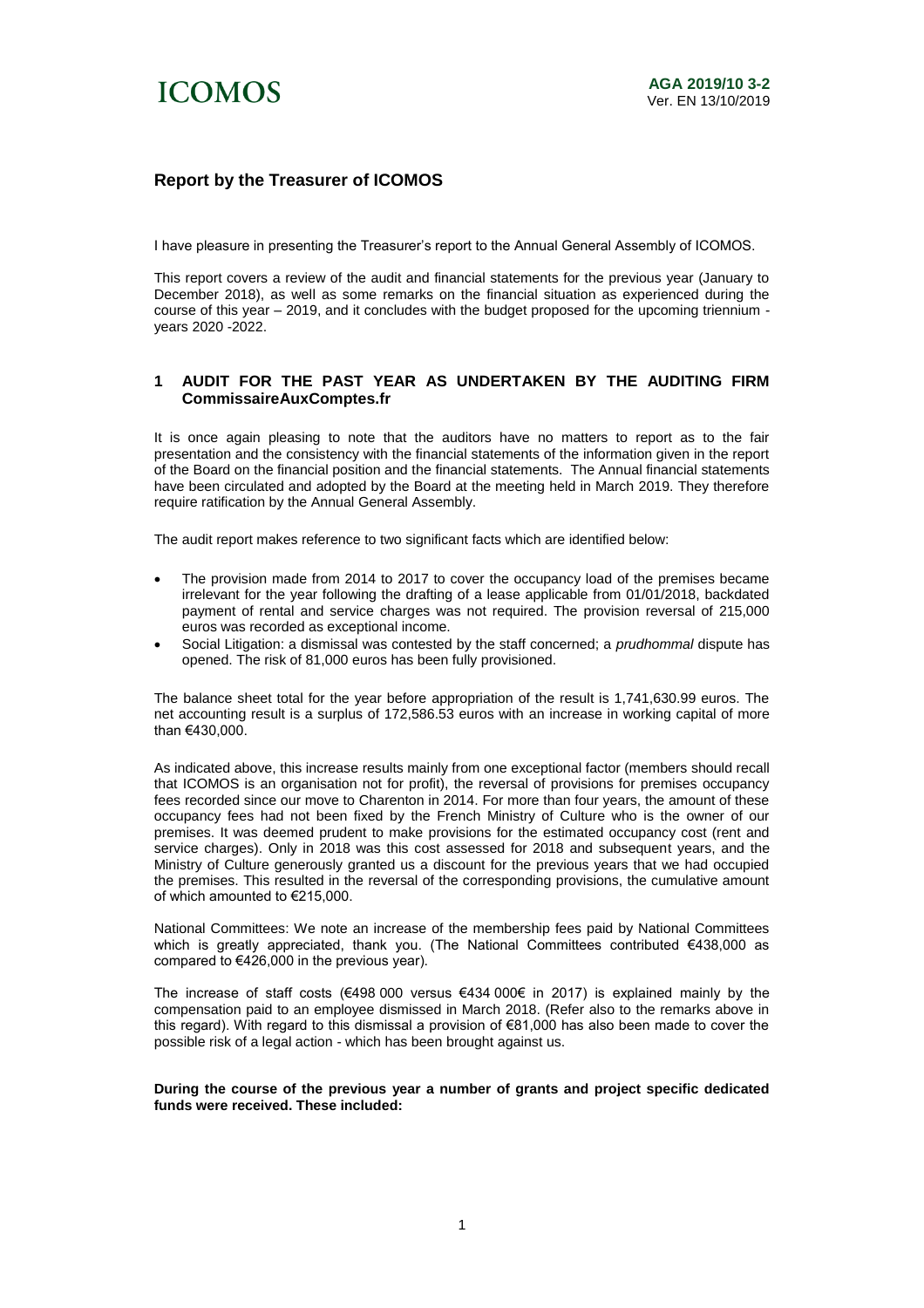# Report by the Treasurer of ICOMOS

I have pleasure in presenting the Treasurer's report to the Annual General Assembly of ICOMOS.

This report covers a review of the audit and financial statements for the previous year (January to December 2018), as well as some remarks on the financial situation as experienced during the course of this year – 2019, and it concludes with the budget proposed for the upcoming triennium - years 2020 -2022.

## 1 AUDIT FOR THE PAST YEAR AS UNDERTAKEN BY THE AUDITING FIRM CommissaireAuxComptes.fr

It is once again pleasing to note that the auditors have no matters to report as to the fair presentation and the consistency with the financial statements of the information given in the report of the Board on the financial position and the financial statements. The Annual financial statements have been circulated and adopted by the Board at the meeting held in March 2019. They therefore require ratification by the Annual General Assembly.

The audit report makes reference to two significant facts which are identified below:

- The provision made from 2014 to 2017 to cover the occupancy load of the premises became irrelevant for the year following the drafting of a lease applicable from 01/01/2018, backdated payment of rental and service charges was not required. The provision reversal of 215,000 euros was recorded as exceptional income.
- Social Litigation: a dismissal was contested by the staff concerned; a *prudhommal* dispute has opened. The risk of 81,000 euros has been fully provisioned.

The balance sheet total for the year before appropriation of the result is 1,741,630.99 euros. The net accounting result is a surplus of 172,586.53 euros with an increase in working capital of more than €430,000.

As indicated above, this increase results mainly from one exceptional factor (members should recall that ICOMOS is an organisation not for profit), the reversal of provisions for premises occupancy fees recorded since our move to Charenton in 2014. For more than four years, the amount of these occupancy fees had not been fixed by the French Ministry of Culture who is the owner of our premises. It was deemed prudent to make provisions for the estimated occupancy cost (rent and service charges). Only in 2018 was this cost assessed for 2018 and subsequent years, and the Ministry of Culture generously granted us a discount for the previous years that we had occupied the premises. This resulted in the reversal of the corresponding provisions, the cumulative amount of which amounted to €215,000.

National Committees: We note an increase of the membership fees paid by National Committees which is greatly appreciated, thank you. (The National Committees contributed €438,000 as compared to €426,000 in the previous year).

The increase of staff costs (€498 000 versus €434 000€ in 2017) is explained mainly by the compensation paid to an employee dismissed in March 2018. (Refer also to the remarks above in this regard). With regard to this dismissal a provision of €81,000 has also been made to cover the possible risk of a legal action - which has been brought against us.

**During the course of the previous year a number of grants and project specific dedicated funds were received. These included:**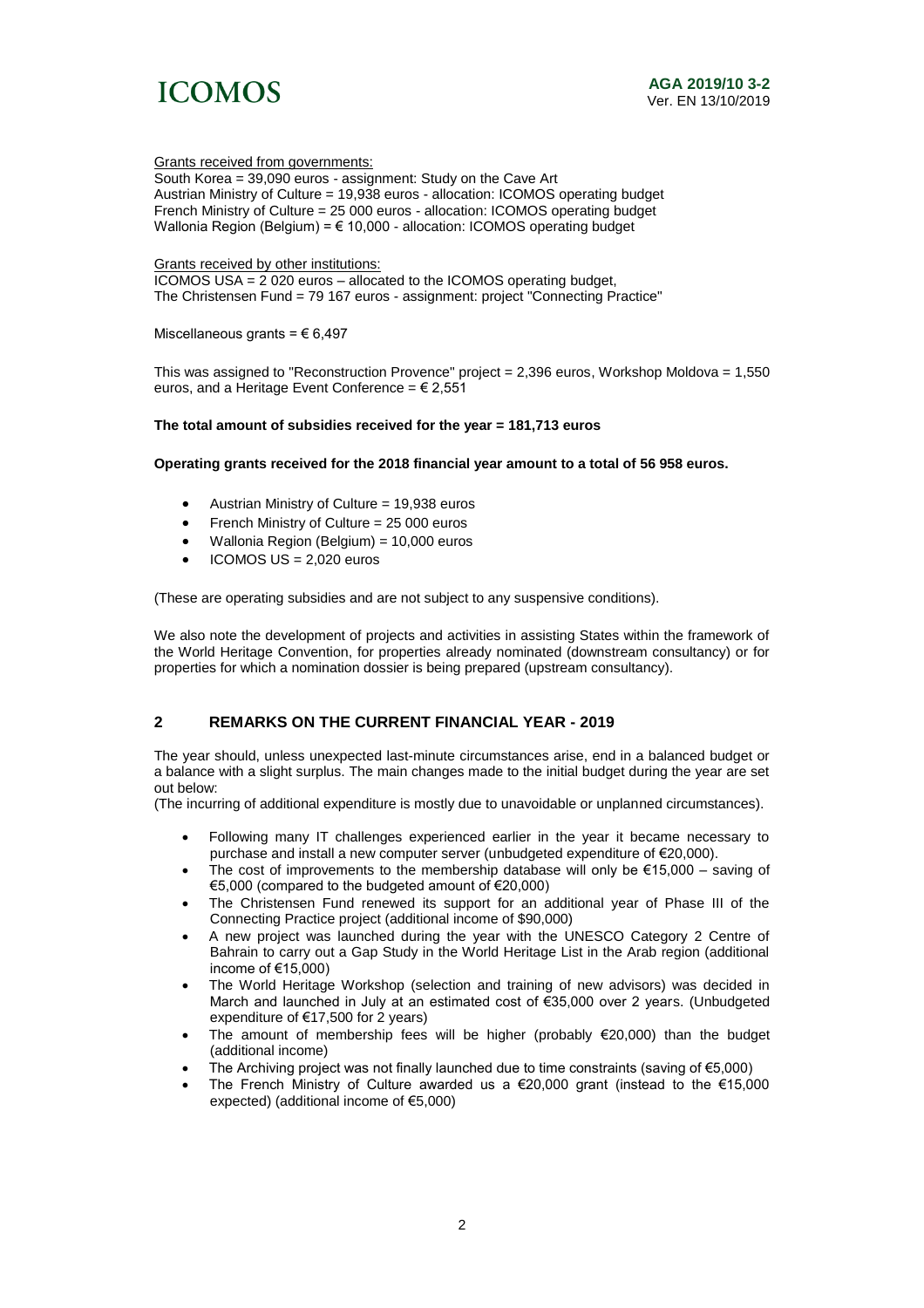Grants received from governments:
South Korea = 39,090 euros - assignment: Study on the Cave Art
Austrian Ministry of Culture = 19,938 euros - allocation: ICOMOS operating budget
French Ministry of Culture = 25 000 euros - allocation: ICOMOS operating budget
Wallonia Region (Belgium) = € 10,000 - allocation: ICOMOS operating budget

Grants received by other institutions:
ICOMOS USA = 2 020 euros – allocated to the ICOMOS operating budget,
The Christensen Fund = 79 167 euros - assignment: project "Connecting Practice"

Miscellaneous grants = € 6,497

This was assigned to "Reconstruction Provence" project = 2,396 euros, Workshop Moldova = 1,550 euros, and a Heritage Event Conference = € 2,551

**The total amount of subsidies received for the year = 181,713 euros**

**Operating grants received for the 2018 financial year amount to a total of 56 958 euros.**

- Austrian Ministry of Culture = 19,938 euros
- French Ministry of Culture = 25 000 euros
- Wallonia Region (Belgium) = 10,000 euros
- ICOMOS US = 2,020 euros

(These are operating subsidies and are not subject to any suspensive conditions).

We also note the development of projects and activities in assisting States within the framework of the World Heritage Convention, for properties already nominated (downstream consultancy) or for properties for which a nomination dossier is being prepared (upstream consultancy).

## 2 REMARKS ON THE CURRENT FINANCIAL YEAR - 2019

The year should, unless unexpected last-minute circumstances arise, end in a balanced budget or a balance with a slight surplus. The main changes made to the initial budget during the year are set out below:
(The incurring of additional expenditure is mostly due to unavoidable or unplanned circumstances).

- Following many IT challenges experienced earlier in the year it became necessary to purchase and install a new computer server (unbudgeted expenditure of €20,000).
- The cost of improvements to the membership database will only be €15,000 – saving of €5,000 (compared to the budgeted amount of €20,000)
- The Christensen Fund renewed its support for an additional year of Phase III of the Connecting Practice project (additional income of $90,000)
- A new project was launched during the year with the UNESCO Category 2 Centre of Bahrain to carry out a Gap Study in the World Heritage List in the Arab region (additional income of €15,000)
- The World Heritage Workshop (selection and training of new advisors) was decided in March and launched in July at an estimated cost of €35,000 over 2 years. (Unbudgeted expenditure of €17,500 for 2 years)
- The amount of membership fees will be higher (probably €20,000) than the budget (additional income)
- The Archiving project was not finally launched due to time constraints (saving of €5,000)
- The French Ministry of Culture awarded us a €20,000 grant (instead to the €15,000 expected) (additional income of €5,000)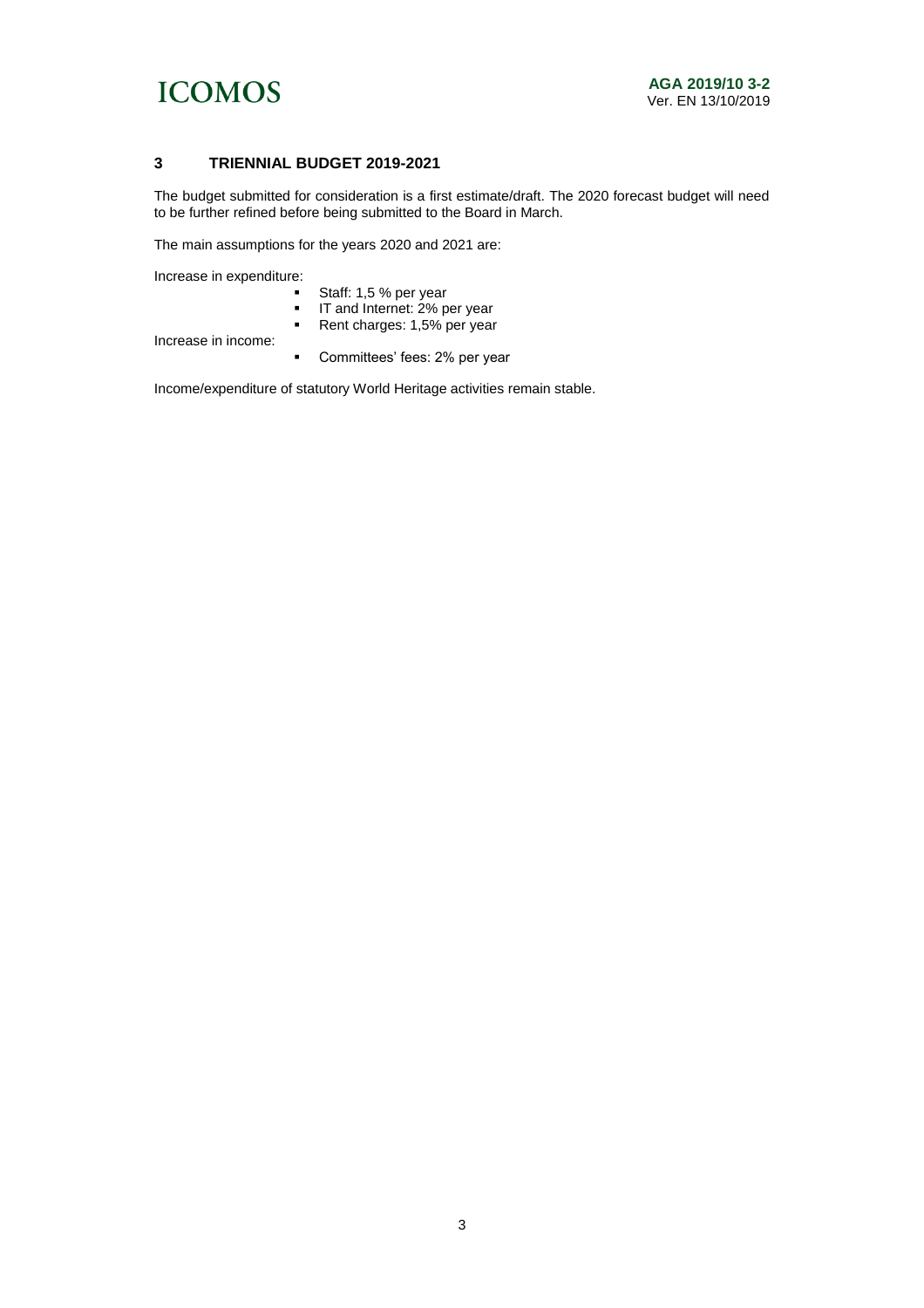## 3 TRIENNIAL BUDGET 2019-2021

The budget submitted for consideration is a first estimate/draft. The 2020 forecast budget will need to be further refined before being submitted to the Board in March.

The main assumptions for the years 2020 and 2021 are:

Increase in expenditure:

- Staff: 1,5 % per year
- IT and Internet: 2% per year
- Rent charges: 1,5% per year

Increase in income:

- Committees' fees: 2% per year

Income/expenditure of statutory World Heritage activities remain stable.